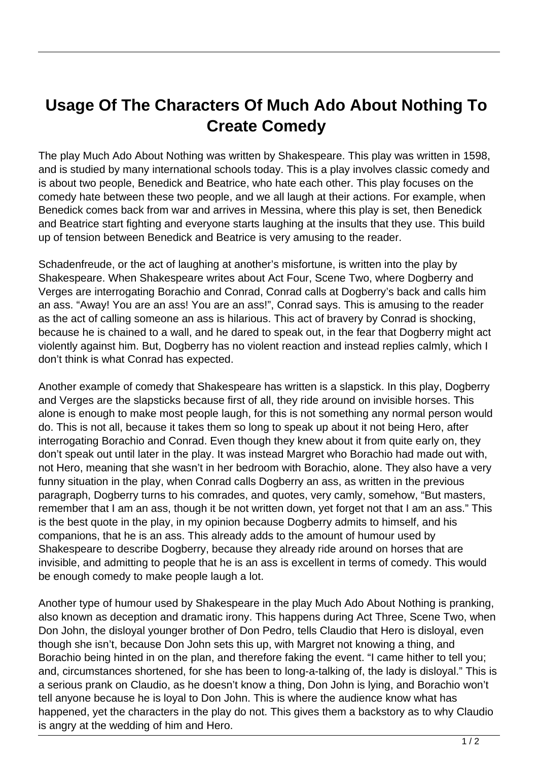# Usage Of The Characters Of Much Ado About Nothing To Create Comedy

The play Much Ado About Nothing was written by Shakespeare. This play was written in 1598, and is studied by many international schools today. This is a play involves classic comedy and is about two people, Benedick and Beatrice, who hate each other. This play focuses on the comedy hate between these two people, and we all laugh at their actions. For example, when Benedick comes back from war and arrives in Messina, where this play is set, then Benedick and Beatrice start fighting and everyone starts laughing at the insults that they use. This build up of tension between Benedick and Beatrice is very amusing to the reader.

Schadenfreude, or the act of laughing at another's misfortune, is written into the play by Shakespeare. When Shakespeare writes about Act Four, Scene Two, where Dogberry and Verges are interrogating Borachio and Conrad, Conrad calls at Dogberry's back and calls him an ass. "Away! You are an ass! You are an ass!", Conrad says. This is amusing to the reader as the act of calling someone an ass is hilarious. This act of bravery by Conrad is shocking, because he is chained to a wall, and he dared to speak out, in the fear that Dogberry might act violently against him. But, Dogberry has no violent reaction and instead replies calmly, which I don't think is what Conrad has expected.

Another example of comedy that Shakespeare has written is a slapstick. In this play, Dogberry and Verges are the slapsticks because first of all, they ride around on invisible horses. This alone is enough to make most people laugh, for this is not something any normal person would do. This is not all, because it takes them so long to speak up about it not being Hero, after interrogating Borachio and Conrad. Even though they knew about it from quite early on, they don't speak out until later in the play. It was instead Margret who Borachio had made out with, not Hero, meaning that she wasn't in her bedroom with Borachio, alone. They also have a very funny situation in the play, when Conrad calls Dogberry an ass, as written in the previous paragraph, Dogberry turns to his comrades, and quotes, very camly, somehow, "But masters, remember that I am an ass, though it be not written down, yet forget not that I am an ass." This is the best quote in the play, in my opinion because Dogberry admits to himself, and his companions, that he is an ass. This already adds to the amount of humour used by Shakespeare to describe Dogberry, because they already ride around on horses that are invisible, and admitting to people that he is an ass is excellent in terms of comedy. This would be enough comedy to make people laugh a lot.

Another type of humour used by Shakespeare in the play Much Ado About Nothing is pranking, also known as deception and dramatic irony. This happens during Act Three, Scene Two, when Don John, the disloyal younger brother of Don Pedro, tells Claudio that Hero is disloyal, even though she isn't, because Don John sets this up, with Margret not knowing a thing, and Borachio being hinted in on the plan, and therefore faking the event. "I came hither to tell you; and, circumstances shortened, for she has been to long-a-talking of, the lady is disloyal." This is a serious prank on Claudio, as he doesn't know a thing, Don John is lying, and Borachio won't tell anyone because he is loyal to Don John. This is where the audience know what has happened, yet the characters in the play do not. This gives them a backstory as to why Claudio is angry at the wedding of him and Hero.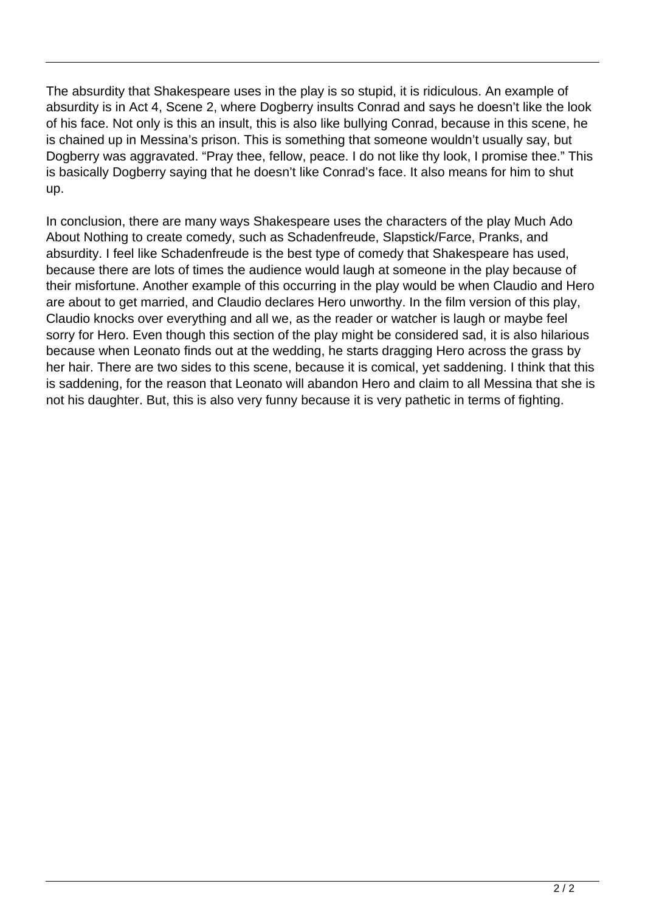The absurdity that Shakespeare uses in the play is so stupid, it is ridiculous. An example of absurdity is in Act 4, Scene 2, where Dogberry insults Conrad and says he doesn't like the look of his face. Not only is this an insult, this is also like bullying Conrad, because in this scene, he is chained up in Messina's prison. This is something that someone wouldn't usually say, but Dogberry was aggravated. "Pray thee, fellow, peace. I do not like thy look, I promise thee." This is basically Dogberry saying that he doesn't like Conrad's face. It also means for him to shut up.

In conclusion, there are many ways Shakespeare uses the characters of the play Much Ado About Nothing to create comedy, such as Schadenfreude, Slapstick/Farce, Pranks, and absurdity. I feel like Schadenfreude is the best type of comedy that Shakespeare has used, because there are lots of times the audience would laugh at someone in the play because of their misfortune. Another example of this occurring in the play would be when Claudio and Hero are about to get married, and Claudio declares Hero unworthy. In the film version of this play, Claudio knocks over everything and all we, as the reader or watcher is laugh or maybe feel sorry for Hero. Even though this section of the play might be considered sad, it is also hilarious because when Leonato finds out at the wedding, he starts dragging Hero across the grass by her hair. There are two sides to this scene, because it is comical, yet saddening. I think that this is saddening, for the reason that Leonato will abandon Hero and claim to all Messina that she is not his daughter. But, this is also very funny because it is very pathetic in terms of fighting.